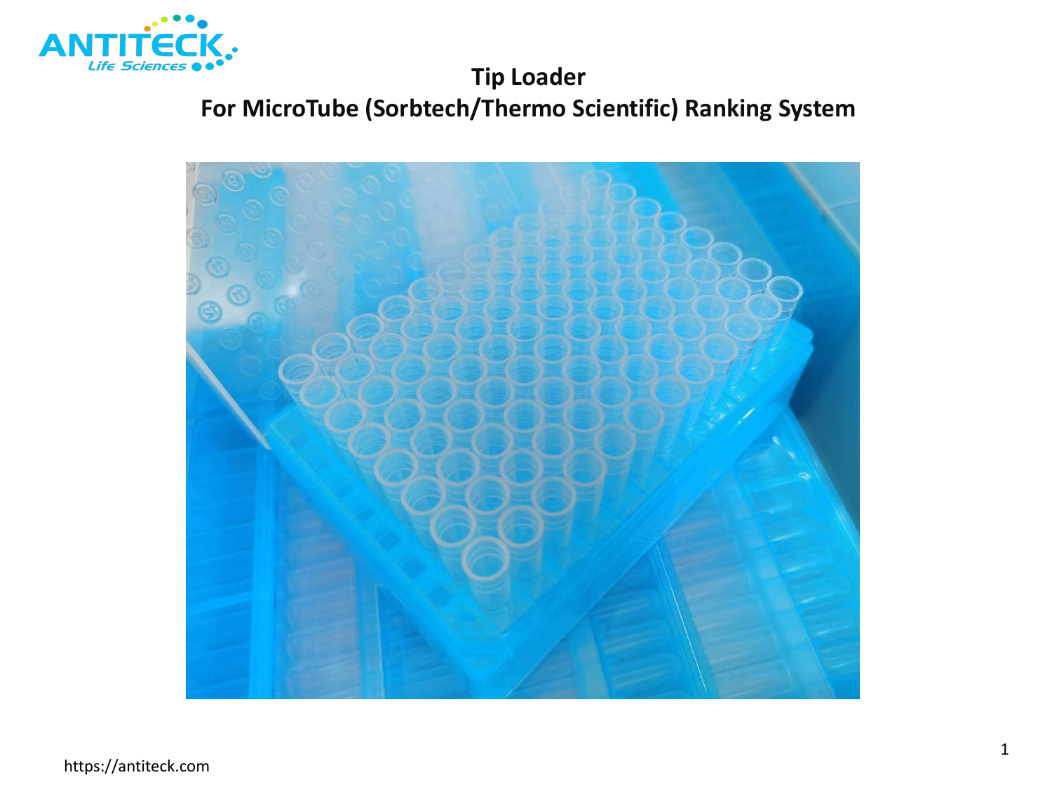# Tip Loader

## For MicroTube (Sorbtech/Thermo Scientific) Ranking System

https://antiteck.com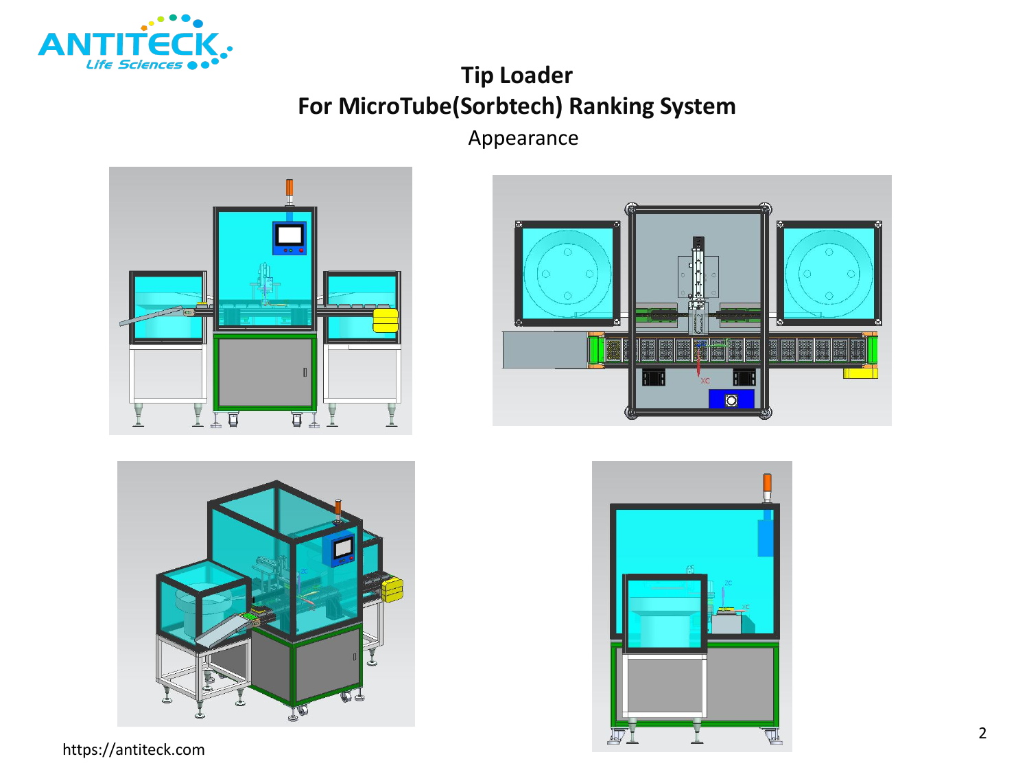# Tip Loader

## For MicroTube(Sorbtech) Ranking System

Appearance

https://antiteck.com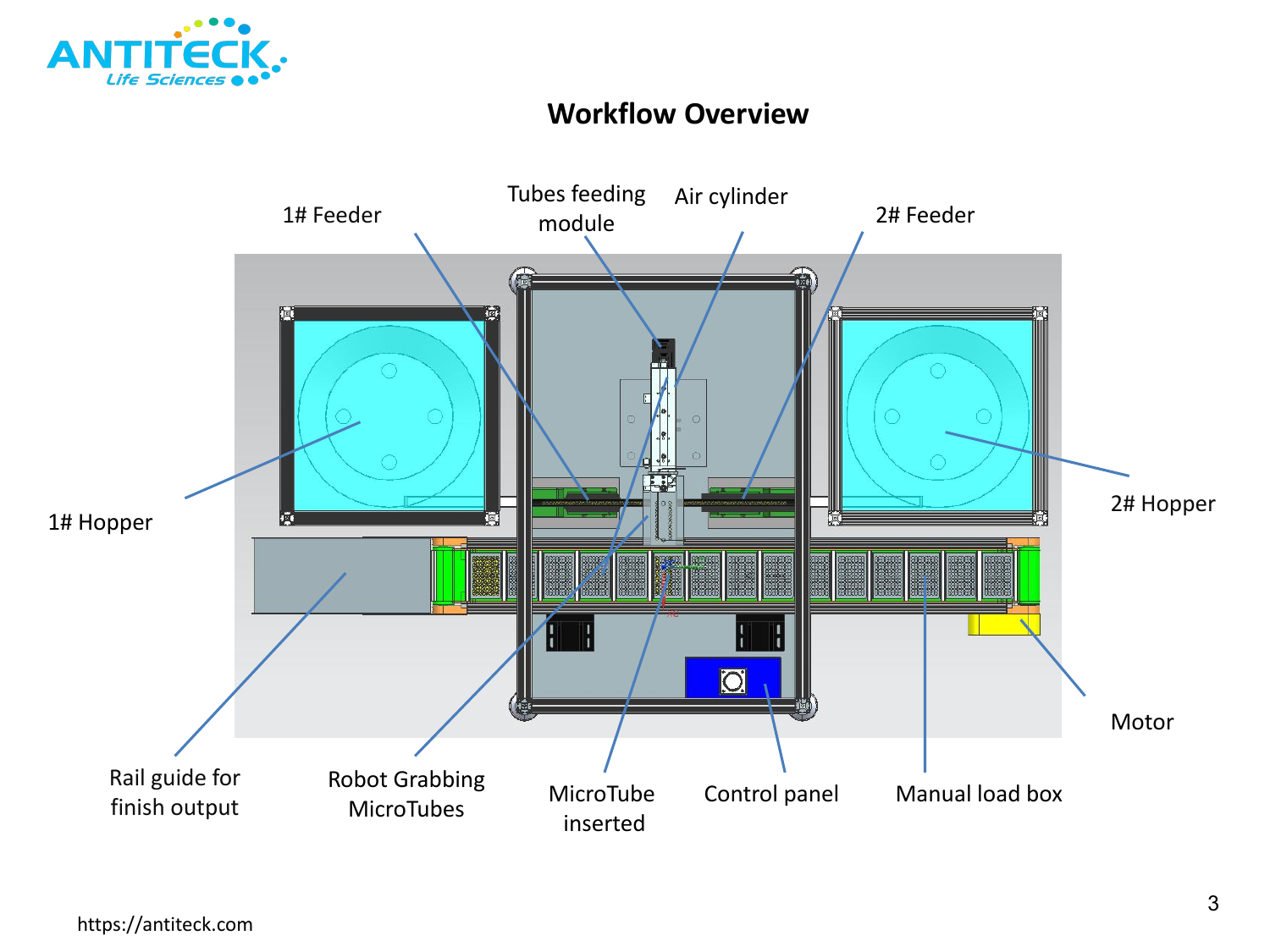# Workflow Overview

1# Feeder

Tubes feeding module

Air cylinder

2# Feeder

1# Hopper

2# Hopper

Motor

Rail guide for finish output

Robot Grabbing MicroTubes

MicroTube inserted

Control panel

Manual load box

https://antiteck.com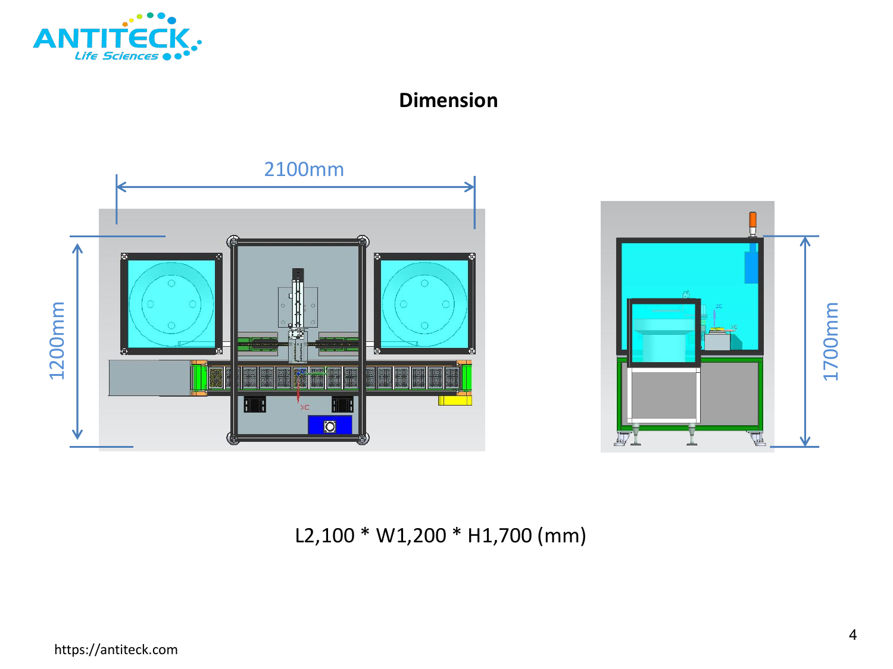## Dimension

L2,100 * W1,200 * H1,700 (mm)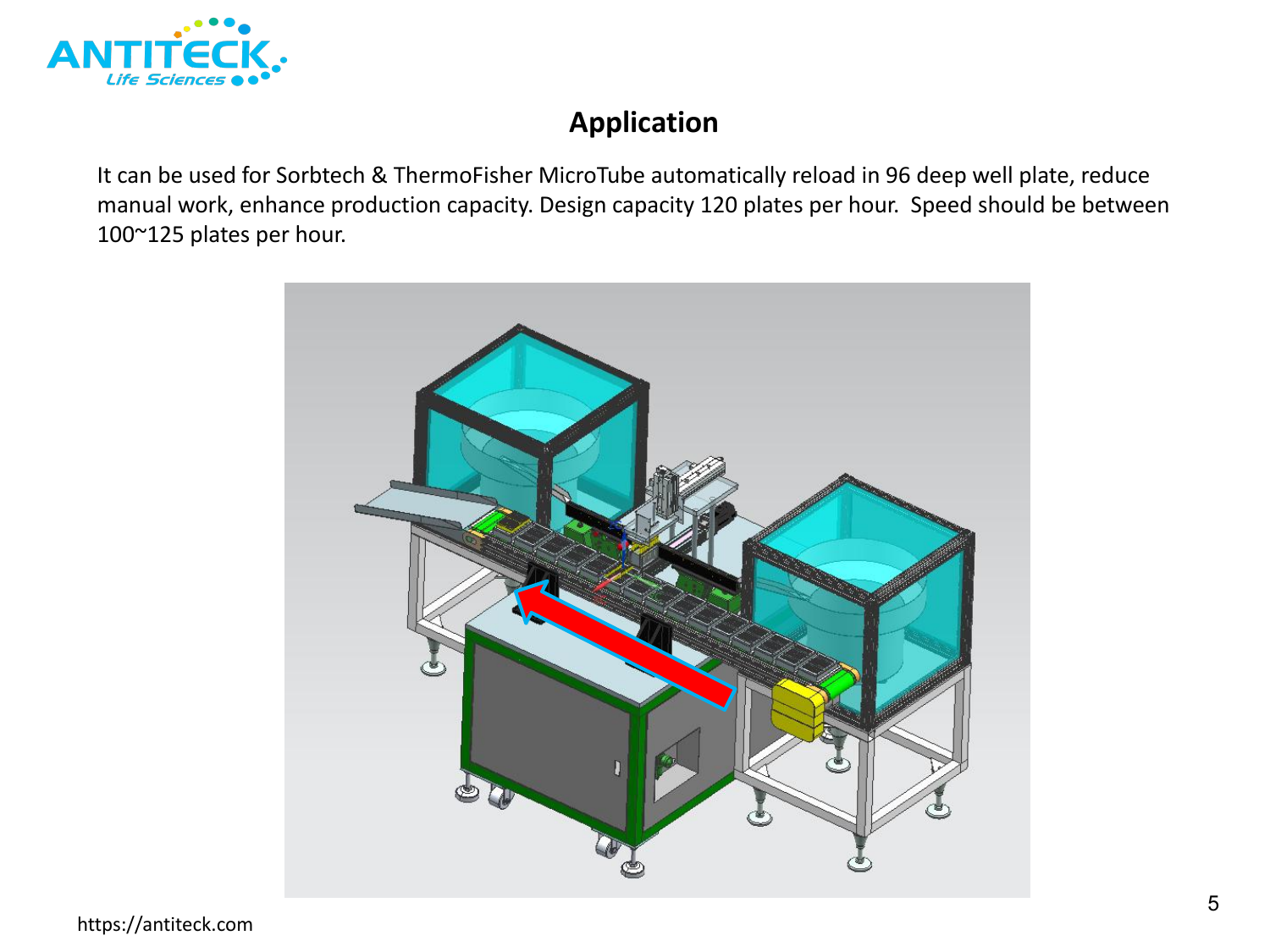## Application

It can be used for Sorbtech & ThermoFisher MicroTube automatically reload in 96 deep well plate, reduce manual work, enhance production capacity. Design capacity 120 plates per hour. Speed should be between 100~125 plates per hour.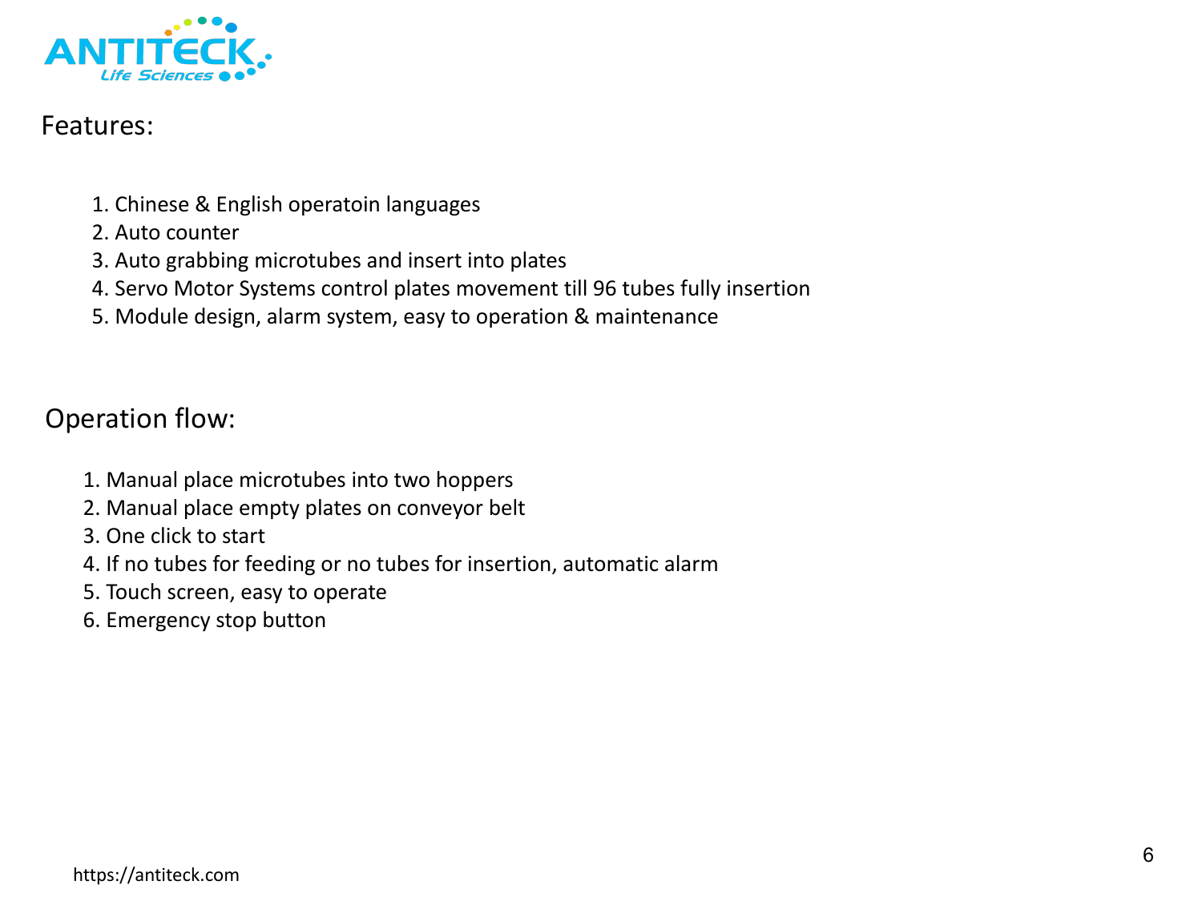## Features:

1. Chinese & English operatoin languages
2. Auto counter
3. Auto grabbing microtubes and insert into plates
4. Servo Motor Systems control plates movement till 96 tubes fully insertion
5. Module design, alarm system, easy to operation & maintenance

## Operation flow:

1. Manual place microtubes into two hoppers
2. Manual place empty plates on conveyor belt
3. One click to start
4. If no tubes for feeding or no tubes for insertion, automatic alarm
5. Touch screen, easy to operate
6. Emergency stop button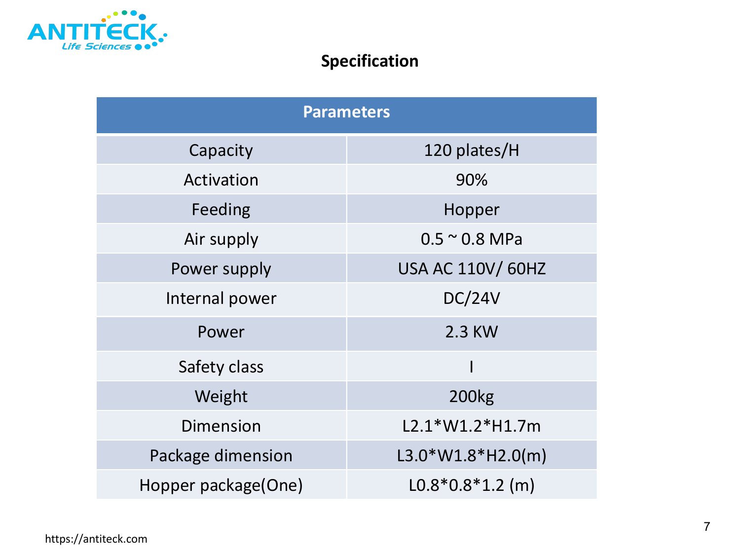## Specification

| Parameters | |
|---|---|
| Capacity | 120 plates/H |
| Activation | 90% |
| Feeding | Hopper |
| Air supply | 0.5 ~ 0.8 MPa |
| Power supply | USA AC 110V/ 60HZ |
| Internal power | DC/24V |
| Power | 2.3 KW |
| Safety class | I |
| Weight | 200kg |
| Dimension | L2.1*W1.2*H1.7m |
| Package dimension | L3.0*W1.8*H2.0(m) |
| Hopper package(One) | L0.8*0.8*1.2 (m) |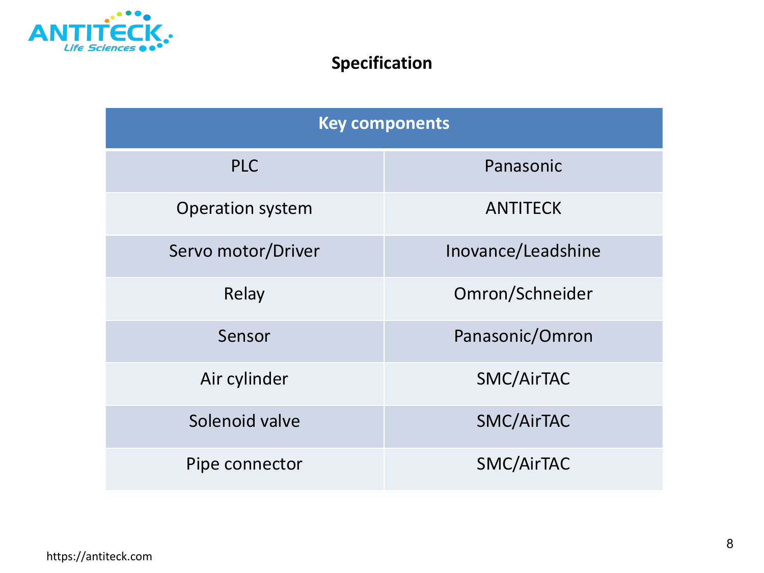## Specification

| Key components | |
|---|---|
| PLC | Panasonic |
| Operation system | ANTITECK |
| Servo motor/Driver | Inovance/Leadshine |
| Relay | Omron/Schneider |
| Sensor | Panasonic/Omron |
| Air cylinder | SMC/AirTAC |
| Solenoid valve | SMC/AirTAC |
| Pipe connector | SMC/AirTAC |